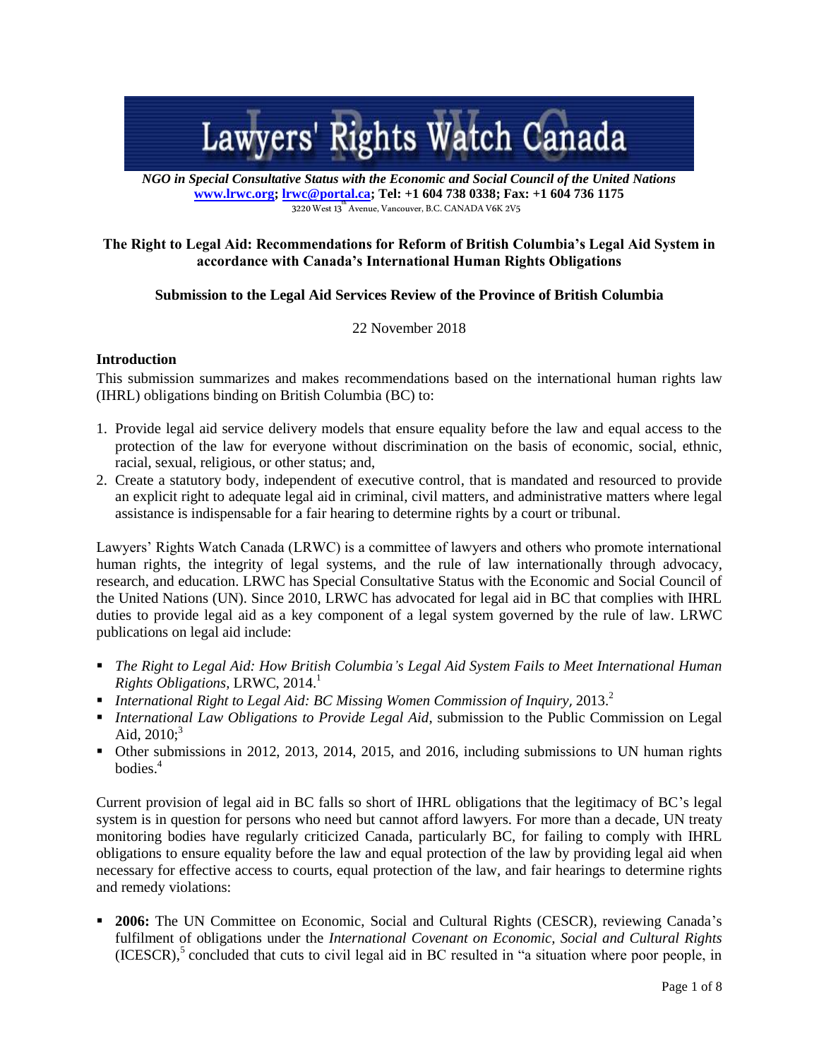# Lawyers' Rights Watch Canada

*NGO in Special Consultative Status with the Economic and Social Council of the United Nations*
**www.lrwc.org; lrwc@portal.ca; Tel: +1 604 738 0338; Fax: +1 604 736 1175**
3220 West 13th Avenue, Vancouver, B.C. CANADA V6K 2V5

## The Right to Legal Aid: Recommendations for Reform of British Columbia's Legal Aid System in accordance with Canada's International Human Rights Obligations

### Submission to the Legal Aid Services Review of the Province of British Columbia

22 November 2018

### Introduction

This submission summarizes and makes recommendations based on the international human rights law (IHRL) obligations binding on British Columbia (BC) to:

1. Provide legal aid service delivery models that ensure equality before the law and equal access to the protection of the law for everyone without discrimination on the basis of economic, social, ethnic, racial, sexual, religious, or other status; and,
2. Create a statutory body, independent of executive control, that is mandated and resourced to provide an explicit right to adequate legal aid in criminal, civil matters, and administrative matters where legal assistance is indispensable for a fair hearing to determine rights by a court or tribunal.

Lawyers' Rights Watch Canada (LRWC) is a committee of lawyers and others who promote international human rights, the integrity of legal systems, and the rule of law internationally through advocacy, research, and education. LRWC has Special Consultative Status with the Economic and Social Council of the United Nations (UN). Since 2010, LRWC has advocated for legal aid in BC that complies with IHRL duties to provide legal aid as a key component of a legal system governed by the rule of law. LRWC publications on legal aid include:

- *The Right to Legal Aid: How British Columbia's Legal Aid System Fails to Meet International Human Rights Obligations,* LRWC, 2014.[1]
- *International Right to Legal Aid: BC Missing Women Commission of Inquiry,* 2013.[2]
- *International Law Obligations to Provide Legal Aid*, submission to the Public Commission on Legal Aid, 2010;[3]
- Other submissions in 2012, 2013, 2014, 2015, and 2016, including submissions to UN human rights bodies.[4]

Current provision of legal aid in BC falls so short of IHRL obligations that the legitimacy of BC's legal system is in question for persons who need but cannot afford lawyers. For more than a decade, UN treaty monitoring bodies have regularly criticized Canada, particularly BC, for failing to comply with IHRL obligations to ensure equality before the law and equal protection of the law by providing legal aid when necessary for effective access to courts, equal protection of the law, and fair hearings to determine rights and remedy violations:

- **2006:** The UN Committee on Economic, Social and Cultural Rights (CESCR), reviewing Canada's fulfilment of obligations under the *International Covenant on Economic, Social and Cultural Rights* (ICESCR),[5] concluded that cuts to civil legal aid in BC resulted in "a situation where poor people, in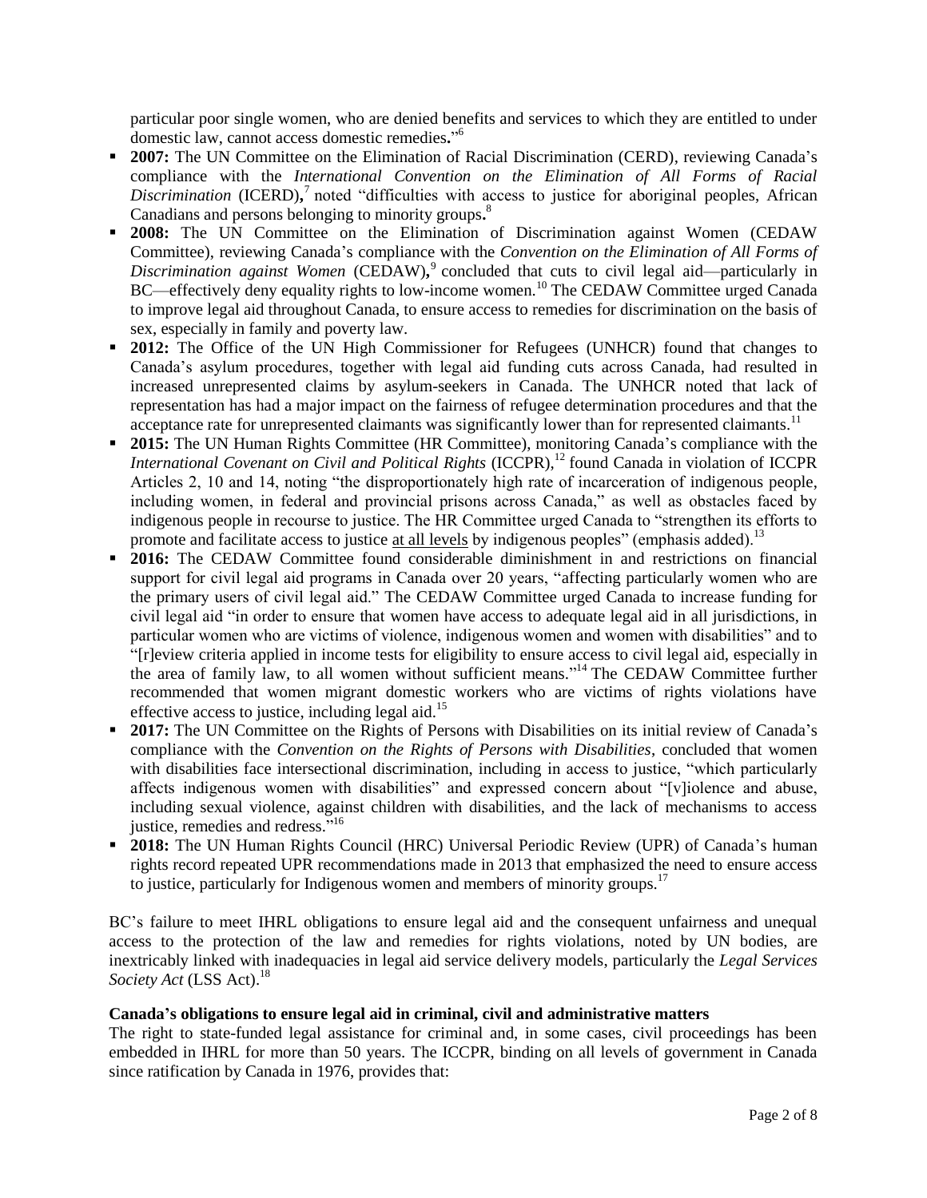particular poor single women, who are denied benefits and services to which they are entitled to under domestic law, cannot access domestic remedies**.**"[6]

- **2007:** The UN Committee on the Elimination of Racial Discrimination (CERD), reviewing Canada's compliance with the *International Convention on the Elimination of All Forms of Racial Discrimination* (ICERD)**,**[7] noted "difficulties with access to justice for aboriginal peoples, African Canadians and persons belonging to minority groups**.**[8]
- **2008:** The UN Committee on the Elimination of Discrimination against Women (CEDAW Committee), reviewing Canada's compliance with the *Convention on the Elimination of All Forms of Discrimination against Women* (CEDAW)**,**[9] concluded that cuts to civil legal aid—particularly in BC—effectively deny equality rights to low-income women.[10] The CEDAW Committee urged Canada to improve legal aid throughout Canada, to ensure access to remedies for discrimination on the basis of sex, especially in family and poverty law.
- **2012:** The Office of the UN High Commissioner for Refugees (UNHCR) found that changes to Canada's asylum procedures, together with legal aid funding cuts across Canada, had resulted in increased unrepresented claims by asylum-seekers in Canada. The UNHCR noted that lack of representation has had a major impact on the fairness of refugee determination procedures and that the acceptance rate for unrepresented claimants was significantly lower than for represented claimants.[11]
- **2015:** The UN Human Rights Committee (HR Committee), monitoring Canada's compliance with the *International Covenant on Civil and Political Rights* (ICCPR),[12] found Canada in violation of ICCPR Articles 2, 10 and 14, noting "the disproportionately high rate of incarceration of indigenous people, including women, in federal and provincial prisons across Canada," as well as obstacles faced by indigenous people in recourse to justice. The HR Committee urged Canada to "strengthen its efforts to promote and facilitate access to justice <u>at all levels</u> by indigenous peoples" (emphasis added).[13]
- **2016:** The CEDAW Committee found considerable diminishment in and restrictions on financial support for civil legal aid programs in Canada over 20 years, "affecting particularly women who are the primary users of civil legal aid." The CEDAW Committee urged Canada to increase funding for civil legal aid "in order to ensure that women have access to adequate legal aid in all jurisdictions, in particular women who are victims of violence, indigenous women and women with disabilities" and to "[r]eview criteria applied in income tests for eligibility to ensure access to civil legal aid, especially in the area of family law, to all women without sufficient means."[14] The CEDAW Committee further recommended that women migrant domestic workers who are victims of rights violations have effective access to justice, including legal aid.[15]
- **2017:** The UN Committee on the Rights of Persons with Disabilities on its initial review of Canada's compliance with the *Convention on the Rights of Persons with Disabilities*, concluded that women with disabilities face intersectional discrimination, including in access to justice, "which particularly affects indigenous women with disabilities" and expressed concern about "[v]iolence and abuse, including sexual violence, against children with disabilities, and the lack of mechanisms to access justice, remedies and redress."[16]
- **2018:** The UN Human Rights Council (HRC) Universal Periodic Review (UPR) of Canada's human rights record repeated UPR recommendations made in 2013 that emphasized the need to ensure access to justice, particularly for Indigenous women and members of minority groups.[17]

BC's failure to meet IHRL obligations to ensure legal aid and the consequent unfairness and unequal access to the protection of the law and remedies for rights violations, noted by UN bodies, are inextricably linked with inadequacies in legal aid service delivery models, particularly the *Legal Services Society Act* (LSS Act).[18]

**Canada's obligations to ensure legal aid in criminal, civil and administrative matters**

The right to state-funded legal assistance for criminal and, in some cases, civil proceedings has been embedded in IHRL for more than 50 years. The ICCPR, binding on all levels of government in Canada since ratification by Canada in 1976, provides that: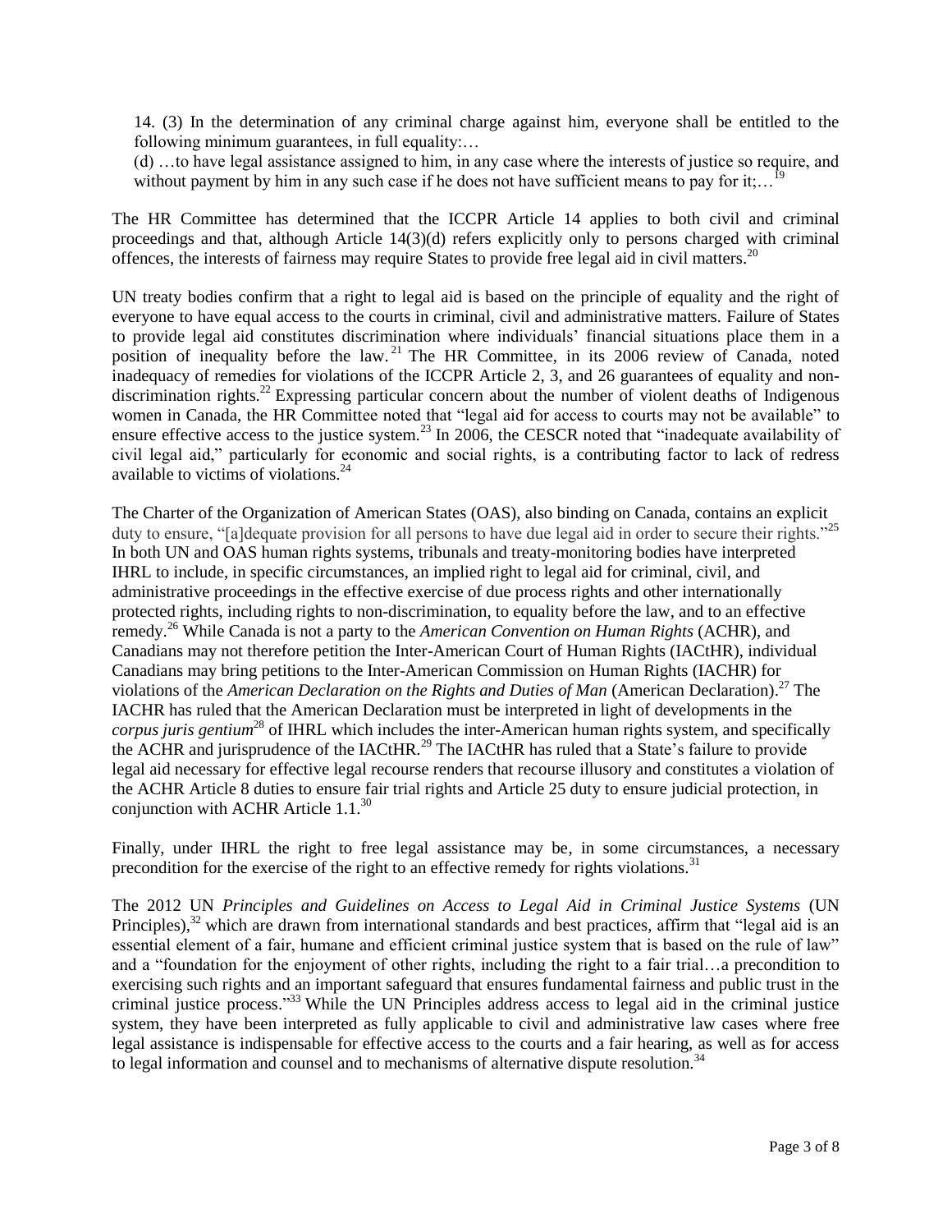> 14. (3) In the determination of any criminal charge against him, everyone shall be entitled to the following minimum guarantees, in full equality:…
>
> (d) …to have legal assistance assigned to him, in any case where the interests of justice so require, and without payment by him in any such case if he does not have sufficient means to pay for it;…[19]

The HR Committee has determined that the ICCPR Article 14 applies to both civil and criminal proceedings and that, although Article 14(3)(d) refers explicitly only to persons charged with criminal offences, the interests of fairness may require States to provide free legal aid in civil matters.[20]

UN treaty bodies confirm that a right to legal aid is based on the principle of equality and the right of everyone to have equal access to the courts in criminal, civil and administrative matters. Failure of States to provide legal aid constitutes discrimination where individuals' financial situations place them in a position of inequality before the law.[21] The HR Committee, in its 2006 review of Canada, noted inadequacy of remedies for violations of the ICCPR Article 2, 3, and 26 guarantees of equality and non-discrimination rights.[22] Expressing particular concern about the number of violent deaths of Indigenous women in Canada, the HR Committee noted that "legal aid for access to courts may not be available" to ensure effective access to the justice system.[23] In 2006, the CESCR noted that "inadequate availability of civil legal aid," particularly for economic and social rights, is a contributing factor to lack of redress available to victims of violations.[24]

The Charter of the Organization of American States (OAS), also binding on Canada, contains an explicit duty to ensure, "[a]dequate provision for all persons to have due legal aid in order to secure their rights."[25] In both UN and OAS human rights systems, tribunals and treaty-monitoring bodies have interpreted IHRL to include, in specific circumstances, an implied right to legal aid for criminal, civil, and administrative proceedings in the effective exercise of due process rights and other internationally protected rights, including rights to non-discrimination, to equality before the law, and to an effective remedy.[26] While Canada is not a party to the *American Convention on Human Rights* (ACHR), and Canadians may not therefore petition the Inter-American Court of Human Rights (IACtHR), individual Canadians may bring petitions to the Inter-American Commission on Human Rights (IACHR) for violations of the *American Declaration on the Rights and Duties of Man* (American Declaration).[27] The IACHR has ruled that the American Declaration must be interpreted in light of developments in the *corpus juris gentium*[28] of IHRL which includes the inter-American human rights system, and specifically the ACHR and jurisprudence of the IACtHR.[29] The IACtHR has ruled that a State's failure to provide legal aid necessary for effective legal recourse renders that recourse illusory and constitutes a violation of the ACHR Article 8 duties to ensure fair trial rights and Article 25 duty to ensure judicial protection, in conjunction with ACHR Article 1.1.[30]

Finally, under IHRL the right to free legal assistance may be, in some circumstances, a necessary precondition for the exercise of the right to an effective remedy for rights violations.[31]

The 2012 UN *Principles and Guidelines on Access to Legal Aid in Criminal Justice Systems* (UN Principles),[32] which are drawn from international standards and best practices, affirm that "legal aid is an essential element of a fair, humane and efficient criminal justice system that is based on the rule of law" and a "foundation for the enjoyment of other rights, including the right to a fair trial…a precondition to exercising such rights and an important safeguard that ensures fundamental fairness and public trust in the criminal justice process."[33] While the UN Principles address access to legal aid in the criminal justice system, they have been interpreted as fully applicable to civil and administrative law cases where free legal assistance is indispensable for effective access to the courts and a fair hearing, as well as for access to legal information and counsel and to mechanisms of alternative dispute resolution.[34]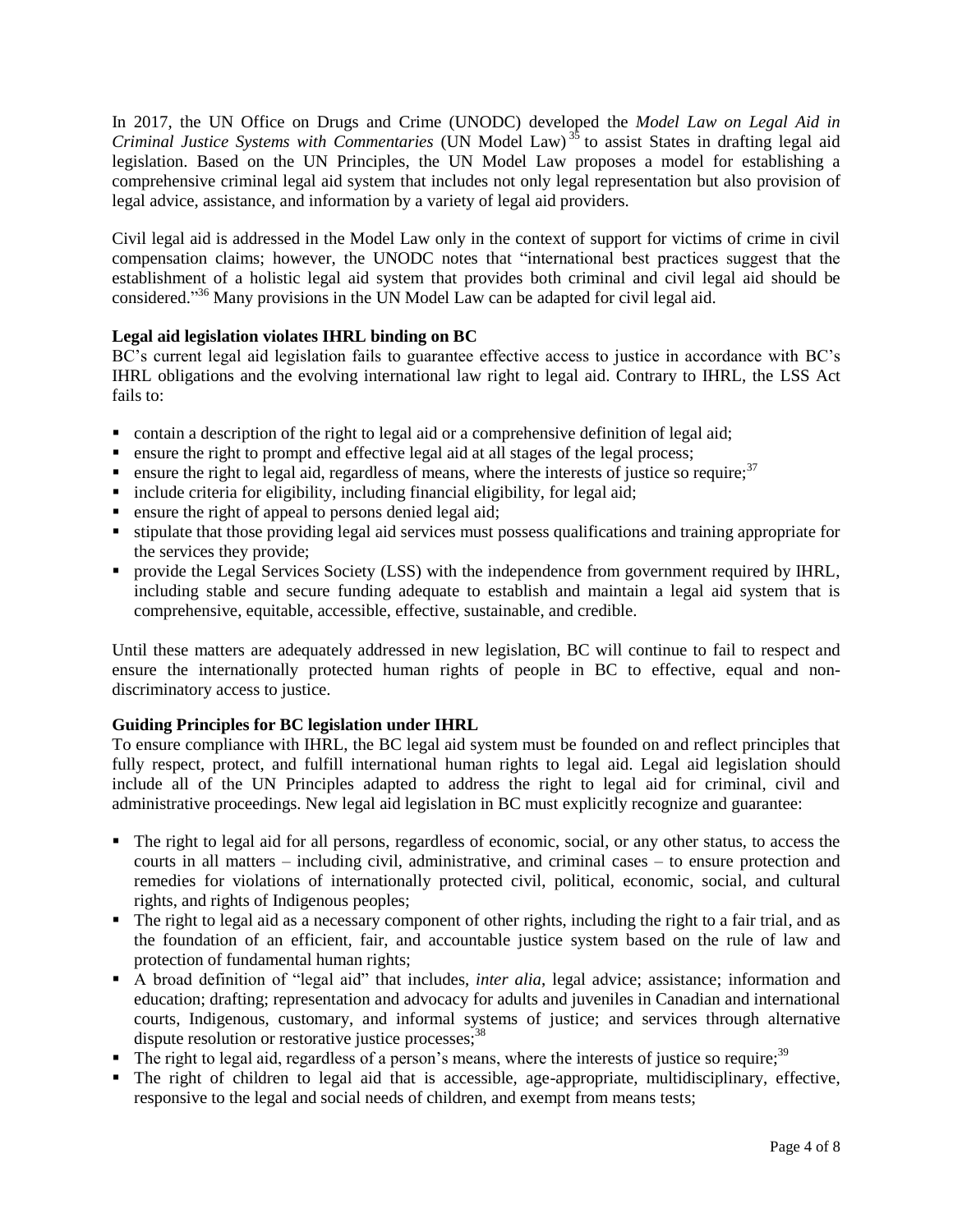In 2017, the UN Office on Drugs and Crime (UNODC) developed the *Model Law on Legal Aid in Criminal Justice Systems with Commentaries* (UN Model Law)[35] to assist States in drafting legal aid legislation. Based on the UN Principles, the UN Model Law proposes a model for establishing a comprehensive criminal legal aid system that includes not only legal representation but also provision of legal advice, assistance, and information by a variety of legal aid providers.

Civil legal aid is addressed in the Model Law only in the context of support for victims of crime in civil compensation claims; however, the UNODC notes that "international best practices suggest that the establishment of a holistic legal aid system that provides both criminal and civil legal aid should be considered."[36] Many provisions in the UN Model Law can be adapted for civil legal aid.

**Legal aid legislation violates IHRL binding on BC**

BC's current legal aid legislation fails to guarantee effective access to justice in accordance with BC's IHRL obligations and the evolving international law right to legal aid. Contrary to IHRL, the LSS Act fails to:

- contain a description of the right to legal aid or a comprehensive definition of legal aid;
- ensure the right to prompt and effective legal aid at all stages of the legal process;
- ensure the right to legal aid, regardless of means, where the interests of justice so require;[37]
- include criteria for eligibility, including financial eligibility, for legal aid;
- ensure the right of appeal to persons denied legal aid;
- stipulate that those providing legal aid services must possess qualifications and training appropriate for the services they provide;
- provide the Legal Services Society (LSS) with the independence from government required by IHRL, including stable and secure funding adequate to establish and maintain a legal aid system that is comprehensive, equitable, accessible, effective, sustainable, and credible.

Until these matters are adequately addressed in new legislation, BC will continue to fail to respect and ensure the internationally protected human rights of people in BC to effective, equal and non-discriminatory access to justice.

**Guiding Principles for BC legislation under IHRL**

To ensure compliance with IHRL, the BC legal aid system must be founded on and reflect principles that fully respect, protect, and fulfill international human rights to legal aid. Legal aid legislation should include all of the UN Principles adapted to address the right to legal aid for criminal, civil and administrative proceedings. New legal aid legislation in BC must explicitly recognize and guarantee:

- The right to legal aid for all persons, regardless of economic, social, or any other status, to access the courts in all matters – including civil, administrative, and criminal cases – to ensure protection and remedies for violations of internationally protected civil, political, economic, social, and cultural rights, and rights of Indigenous peoples;
- The right to legal aid as a necessary component of other rights, including the right to a fair trial, and as the foundation of an efficient, fair, and accountable justice system based on the rule of law and protection of fundamental human rights;
- A broad definition of "legal aid" that includes, *inter alia*, legal advice; assistance; information and education; drafting; representation and advocacy for adults and juveniles in Canadian and international courts, Indigenous, customary, and informal systems of justice; and services through alternative dispute resolution or restorative justice processes;[38]
- The right to legal aid, regardless of a person's means, where the interests of justice so require;[39]
- The right of children to legal aid that is accessible, age-appropriate, multidisciplinary, effective, responsive to the legal and social needs of children, and exempt from means tests;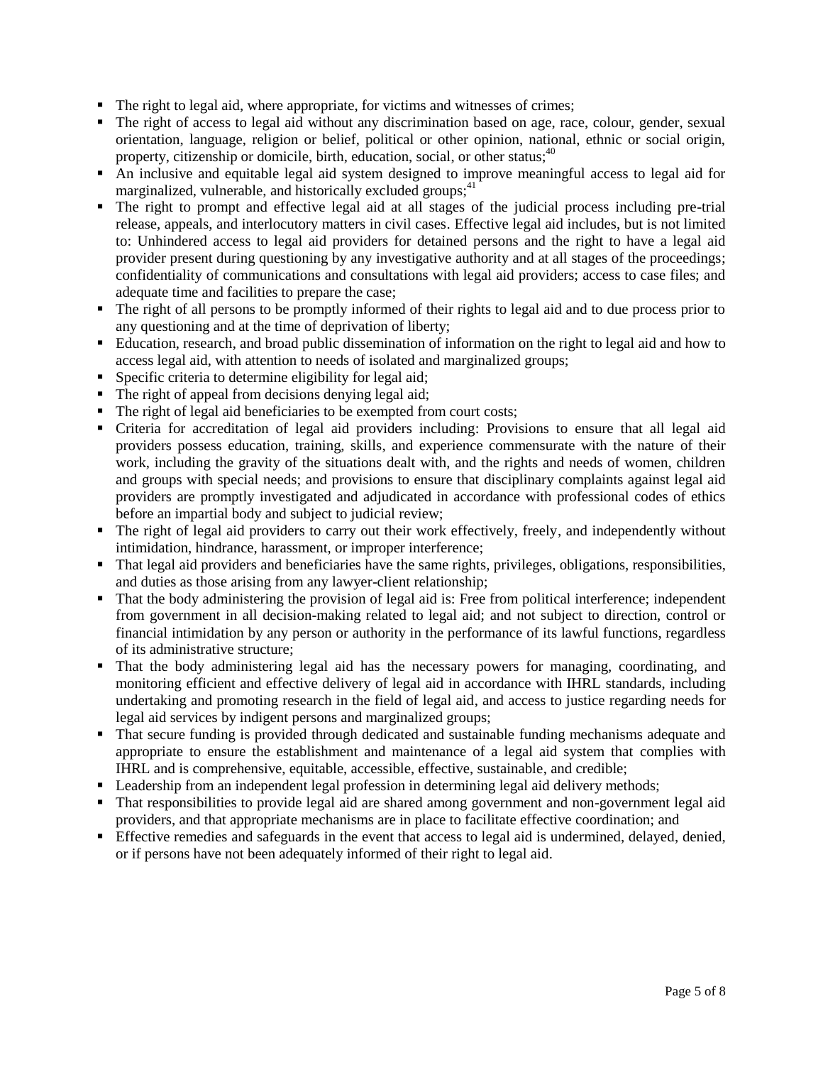- The right to legal aid, where appropriate, for victims and witnesses of crimes;
- The right of access to legal aid without any discrimination based on age, race, colour, gender, sexual orientation, language, religion or belief, political or other opinion, national, ethnic or social origin, property, citizenship or domicile, birth, education, social, or other status;[40]
- An inclusive and equitable legal aid system designed to improve meaningful access to legal aid for marginalized, vulnerable, and historically excluded groups;[41]
- The right to prompt and effective legal aid at all stages of the judicial process including pre-trial release, appeals, and interlocutory matters in civil cases. Effective legal aid includes, but is not limited to: Unhindered access to legal aid providers for detained persons and the right to have a legal aid provider present during questioning by any investigative authority and at all stages of the proceedings; confidentiality of communications and consultations with legal aid providers; access to case files; and adequate time and facilities to prepare the case;
- The right of all persons to be promptly informed of their rights to legal aid and to due process prior to any questioning and at the time of deprivation of liberty;
- Education, research, and broad public dissemination of information on the right to legal aid and how to access legal aid, with attention to needs of isolated and marginalized groups;
- Specific criteria to determine eligibility for legal aid;
- The right of appeal from decisions denying legal aid;
- The right of legal aid beneficiaries to be exempted from court costs;
- Criteria for accreditation of legal aid providers including: Provisions to ensure that all legal aid providers possess education, training, skills, and experience commensurate with the nature of their work, including the gravity of the situations dealt with, and the rights and needs of women, children and groups with special needs; and provisions to ensure that disciplinary complaints against legal aid providers are promptly investigated and adjudicated in accordance with professional codes of ethics before an impartial body and subject to judicial review;
- The right of legal aid providers to carry out their work effectively, freely, and independently without intimidation, hindrance, harassment, or improper interference;
- That legal aid providers and beneficiaries have the same rights, privileges, obligations, responsibilities, and duties as those arising from any lawyer-client relationship;
- That the body administering the provision of legal aid is: Free from political interference; independent from government in all decision-making related to legal aid; and not subject to direction, control or financial intimidation by any person or authority in the performance of its lawful functions, regardless of its administrative structure;
- That the body administering legal aid has the necessary powers for managing, coordinating, and monitoring efficient and effective delivery of legal aid in accordance with IHRL standards, including undertaking and promoting research in the field of legal aid, and access to justice regarding needs for legal aid services by indigent persons and marginalized groups;
- That secure funding is provided through dedicated and sustainable funding mechanisms adequate and appropriate to ensure the establishment and maintenance of a legal aid system that complies with IHRL and is comprehensive, equitable, accessible, effective, sustainable, and credible;
- Leadership from an independent legal profession in determining legal aid delivery methods;
- That responsibilities to provide legal aid are shared among government and non-government legal aid providers, and that appropriate mechanisms are in place to facilitate effective coordination; and
- Effective remedies and safeguards in the event that access to legal aid is undermined, delayed, denied, or if persons have not been adequately informed of their right to legal aid.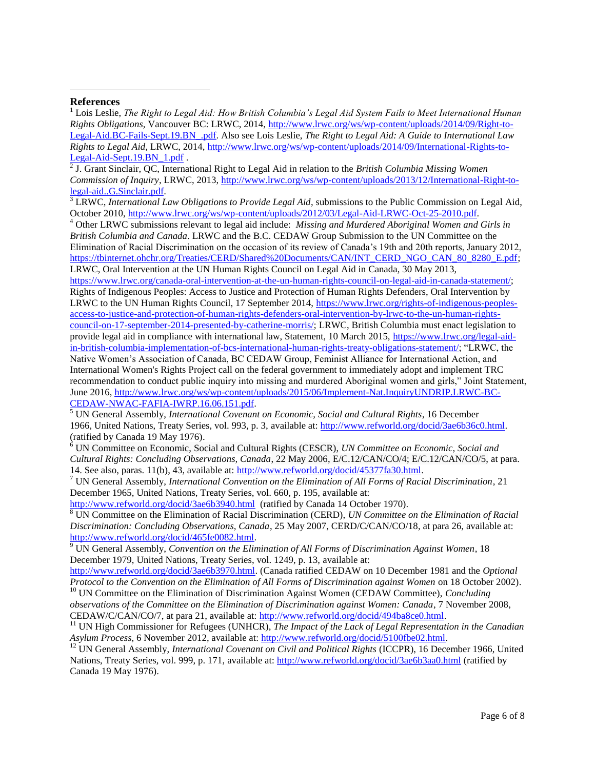## References

[1] Lois Leslie, *The Right to Legal Aid: How British Columbia's Legal Aid System Fails to Meet International Human Rights Obligations*, Vancouver BC: LRWC, 2014, http://www.lrwc.org/ws/wp-content/uploads/2014/09/Right-to-Legal-Aid.BC-Fails-Sept.19.BN_.pdf. Also see Lois Leslie, *The Right to Legal Aid: A Guide to International Law Rights to Legal Aid*, LRWC, 2014, http://www.lrwc.org/ws/wp-content/uploads/2014/09/International-Rights-to-Legal-Aid-Sept.19.BN_1.pdf .

[2] J. Grant Sinclair, QC, International Right to Legal Aid in relation to the *British Columbia Missing Women Commission of Inquiry*, LRWC, 2013, http://www.lrwc.org/ws/wp-content/uploads/2013/12/International-Right-to-legal-aid..G.Sinclair.pdf.

[3] LRWC, *International Law Obligations to Provide Legal Aid*, submissions to the Public Commission on Legal Aid, October 2010, http://www.lrwc.org/ws/wp-content/uploads/2012/03/Legal-Aid-LRWC-Oct-25-2010.pdf.

[4] Other LRWC submissions relevant to legal aid include: *Missing and Murdered Aboriginal Women and Girls in British Columbia and Canada*. LRWC and the B.C. CEDAW Group Submission to the UN Committee on the Elimination of Racial Discrimination on the occasion of its review of Canada's 19th and 20th reports, January 2012, https://tbinternet.ohchr.org/Treaties/CERD/Shared%20Documents/CAN/INT_CERD_NGO_CAN_80_8280_E.pdf; LRWC, Oral Intervention at the UN Human Rights Council on Legal Aid in Canada, 30 May 2013, https://www.lrwc.org/canada-oral-intervention-at-the-un-human-rights-council-on-legal-aid-in-canada-statement/; Rights of Indigenous Peoples: Access to Justice and Protection of Human Rights Defenders, Oral Intervention by LRWC to the UN Human Rights Council, 17 September 2014, https://www.lrwc.org/rights-of-indigenous-peoples-access-to-justice-and-protection-of-human-rights-defenders-oral-intervention-by-lrwc-to-the-un-human-rights-council-on-17-september-2014-presented-by-catherine-morris/; LRWC, British Columbia must enact legislation to provide legal aid in compliance with international law, Statement, 10 March 2015, https://www.lrwc.org/legal-aid-in-british-columbia-implementation-of-bcs-international-human-rights-treaty-obligations-statement/; "LRWC, the Native Women's Association of Canada, BC CEDAW Group, Feminist Alliance for International Action, and International Women's Rights Project call on the federal government to immediately adopt and implement TRC recommendation to conduct public inquiry into missing and murdered Aboriginal women and girls," Joint Statement, June 2016, http://www.lrwc.org/ws/wp-content/uploads/2015/06/Implement-Nat.InquiryUNDRIP.LRWC-BC-CEDAW-NWAC-FAFIA-IWRP.16.06.151.pdf.

[5] UN General Assembly, *International Covenant on Economic, Social and Cultural Rights*, 16 December 1966, United Nations, Treaty Series, vol. 993, p. 3, available at: http://www.refworld.org/docid/3ae6b36c0.html. (ratified by Canada 19 May 1976).

[6] UN Committee on Economic, Social and Cultural Rights (CESCR), *UN Committee on Economic, Social and Cultural Rights: Concluding Observations, Canada*, 22 May 2006, E/C.12/CAN/CO/4; E/C.12/CAN/CO/5, at para. 14. See also, paras. 11(b), 43, available at: http://www.refworld.org/docid/45377fa30.html.

[7] UN General Assembly, *International Convention on the Elimination of All Forms of Racial Discrimination*, 21 December 1965, United Nations, Treaty Series, vol. 660, p. 195, available at: http://www.refworld.org/docid/3ae6b3940.html (ratified by Canada 14 October 1970).

[8] UN Committee on the Elimination of Racial Discrimination (CERD), *UN Committee on the Elimination of Racial Discrimination: Concluding Observations, Canada*, 25 May 2007, CERD/C/CAN/CO/18, at para 26, available at: http://www.refworld.org/docid/465fe0082.html.

[9] UN General Assembly, *Convention on the Elimination of All Forms of Discrimination Against Women*, 18 December 1979, United Nations, Treaty Series, vol. 1249, p. 13, available at: http://www.refworld.org/docid/3ae6b3970.html. (Canada ratified CEDAW on 10 December 1981 and the *Optional Protocol to the Convention on the Elimination of All Forms of Discrimination against Women* on 18 October 2002).

[10] UN Committee on the Elimination of Discrimination Against Women (CEDAW Committee), *Concluding observations of the Committee on the Elimination of Discrimination against Women: Canada*, 7 November 2008, CEDAW/C/CAN/CO/7, at para 21, available at: http://www.refworld.org/docid/494ba8ce0.html.

[11] UN High Commissioner for Refugees (UNHCR), *The Impact of the Lack of Legal Representation in the Canadian Asylum Process*, 6 November 2012, available at: http://www.refworld.org/docid/5100fbe02.html.

[12] UN General Assembly, *International Covenant on Civil and Political Rights* (ICCPR), 16 December 1966, United Nations, Treaty Series, vol. 999, p. 171, available at: http://www.refworld.org/docid/3ae6b3aa0.html (ratified by Canada 19 May 1976).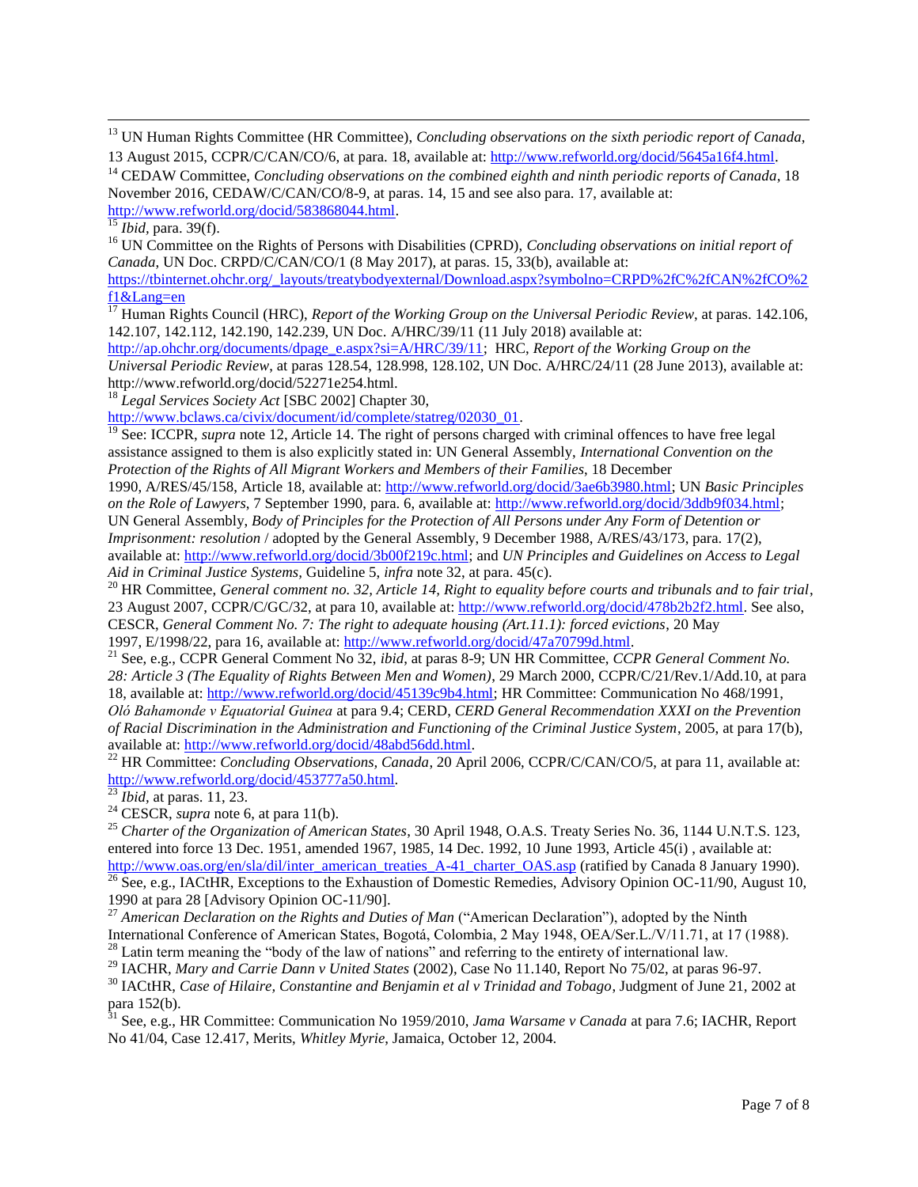[13] UN Human Rights Committee (HR Committee), *Concluding observations on the sixth periodic report of Canada*, 13 August 2015, CCPR/C/CAN/CO/6, at para. 18, available at: http://www.refworld.org/docid/5645a16f4.html.

[14] CEDAW Committee, *Concluding observations on the combined eighth and ninth periodic reports of Canada*, 18 November 2016, CEDAW/C/CAN/CO/8-9, at paras. 14, 15 and see also para. 17, available at: http://www.refworld.org/docid/583868044.html.

[15] *Ibid*, para. 39(f).

[16] UN Committee on the Rights of Persons with Disabilities (CPRD), *Concluding observations on initial report of Canada*, UN Doc. CRPD/C/CAN/CO/1 (8 May 2017), at paras. 15, 33(b), available at: https://tbinternet.ohchr.org/_layouts/treatybodyexternal/Download.aspx?symbolno=CRPD%2fC%2fCAN%2fCO%2f1&Lang=en

[17] Human Rights Council (HRC), *Report of the Working Group on the Universal Periodic Review*, at paras. 142.106, 142.107, 142.112, 142.190, 142.239, UN Doc. A/HRC/39/11 (11 July 2018) available at: http://ap.ohchr.org/documents/dpage_e.aspx?si=A/HRC/39/11; HRC, *Report of the Working Group on the Universal Periodic Review*, at paras 128.54, 128.998, 128.102, UN Doc. A/HRC/24/11 (28 June 2013), available at: http://www.refworld.org/docid/52271e254.html.

[18] *Legal Services Society Act* [SBC 2002] Chapter 30, http://www.bclaws.ca/civix/document/id/complete/statreg/02030_01.

[19] See: ICCPR, *supra* note 12, Article 14. The right of persons charged with criminal offences to have free legal assistance assigned to them is also explicitly stated in: UN General Assembly, *International Convention on the Protection of the Rights of All Migrant Workers and Members of their Families*, 18 December 1990, A/RES/45/158, Article 18, available at: http://www.refworld.org/docid/3ae6b3980.html; UN *Basic Principles on the Role of Lawyers*, 7 September 1990, para. 6, available at: http://www.refworld.org/docid/3ddb9f034.html; UN General Assembly, *Body of Principles for the Protection of All Persons under Any Form of Detention or Imprisonment: resolution* / adopted by the General Assembly, 9 December 1988, A/RES/43/173, para. 17(2), available at: http://www.refworld.org/docid/3b00f219c.html; and *UN Principles and Guidelines on Access to Legal Aid in Criminal Justice Systems*, Guideline 5, *infra* note 32, at para. 45(c).

[20] HR Committee, *General comment no. 32, Article 14, Right to equality before courts and tribunals and to fair trial*, 23 August 2007, CCPR/C/GC/32, at para 10, available at: http://www.refworld.org/docid/478b2b2f2.html. See also, CESCR, *General Comment No. 7: The right to adequate housing (Art.11.1): forced evictions*, 20 May 1997, E/1998/22, para 16, available at: http://www.refworld.org/docid/47a70799d.html.

[21] See, e.g., CCPR General Comment No 32, *ibid*, at paras 8-9; UN HR Committee, *CCPR General Comment No. 28: Article 3 (The Equality of Rights Between Men and Women)*, 29 March 2000, CCPR/C/21/Rev.1/Add.10, at para 18, available at: http://www.refworld.org/docid/45139c9b4.html; HR Committee: Communication No 468/1991, *Oló Bahamonde v Equatorial Guinea* at para 9.4; CERD, *CERD General Recommendation XXXI on the Prevention of Racial Discrimination in the Administration and Functioning of the Criminal Justice System*, 2005, at para 17(b), available at: http://www.refworld.org/docid/48abd56dd.html.

[22] HR Committee: *Concluding Observations, Canada*, 20 April 2006, CCPR/C/CAN/CO/5, at para 11, available at: http://www.refworld.org/docid/453777a50.html.

[23] *Ibid*, at paras. 11, 23.

[24] CESCR, *supra* note 6, at para 11(b).

[25] *Charter of the Organization of American States*, 30 April 1948, O.A.S. Treaty Series No. 36, 1144 U.N.T.S. 123, entered into force 13 Dec. 1951, amended 1967, 1985, 14 Dec. 1992, 10 June 1993, Article 45(i) , available at: http://www.oas.org/en/sla/dil/inter_american_treaties_A-41_charter_OAS.asp (ratified by Canada 8 January 1990).

[26] See, e.g., IACtHR, Exceptions to the Exhaustion of Domestic Remedies, Advisory Opinion OC-11/90, August 10, 1990 at para 28 [Advisory Opinion OC-11/90].

[27] *American Declaration on the Rights and Duties of Man* ("American Declaration"), adopted by the Ninth International Conference of American States, Bogotá, Colombia, 2 May 1948, OEA/Ser.L./V/11.71, at 17 (1988).

[28] Latin term meaning the "body of the law of nations" and referring to the entirety of international law.

[29] IACHR, *Mary and Carrie Dann v United States* (2002), Case No 11.140, Report No 75/02, at paras 96-97.

[30] IACtHR, *Case of Hilaire, Constantine and Benjamin et al v Trinidad and Tobago*, Judgment of June 21, 2002 at para 152(b).

[31] See, e.g., HR Committee: Communication No 1959/2010, *Jama Warsame v Canada* at para 7.6; IACHR, Report No 41/04, Case 12.417, Merits, *Whitley Myrie*, Jamaica, October 12, 2004.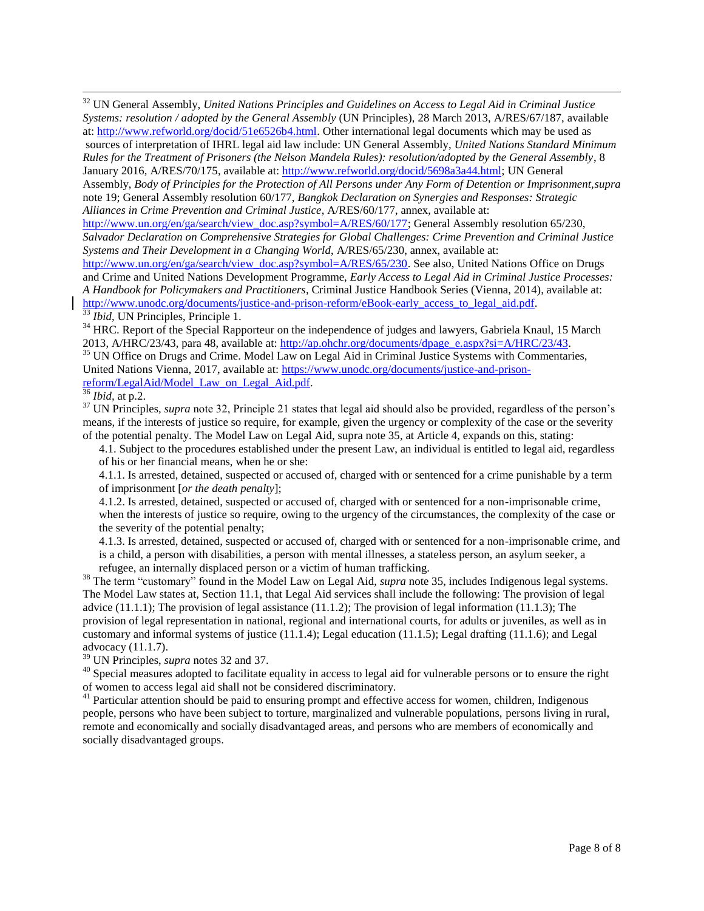[32] UN General Assembly, *United Nations Principles and Guidelines on Access to Legal Aid in Criminal Justice Systems: resolution / adopted by the General Assembly* (UN Principles), 28 March 2013, A/RES/67/187, available at: http://www.refworld.org/docid/51e6526b4.html. Other international legal documents which may be used as sources of interpretation of IHRL legal aid law include: UN General Assembly, *United Nations Standard Minimum Rules for the Treatment of Prisoners (the Nelson Mandela Rules): resolution/adopted by the General Assembly*, 8 January 2016, A/RES/70/175, available at: http://www.refworld.org/docid/5698a3a44.html; UN General Assembly, *Body of Principles for the Protection of All Persons under Any Form of Detention or Imprisonment,supra* note 19; General Assembly resolution 60/177, *Bangkok Declaration on Synergies and Responses: Strategic Alliances in Crime Prevention and Criminal Justice*, A/RES/60/177, annex, available at: http://www.un.org/en/ga/search/view_doc.asp?symbol=A/RES/60/177; General Assembly resolution 65/230, *Salvador Declaration on Comprehensive Strategies for Global Challenges: Crime Prevention and Criminal Justice Systems and Their Development in a Changing World*, A/RES/65/230, annex, available at: http://www.un.org/en/ga/search/view_doc.asp?symbol=A/RES/65/230. See also, United Nations Office on Drugs and Crime and United Nations Development Programme, *Early Access to Legal Aid in Criminal Justice Processes: A Handbook for Policymakers and Practitioners*, Criminal Justice Handbook Series (Vienna, 2014), available at: http://www.unodc.org/documents/justice-and-prison-reform/eBook-early_access_to_legal_aid.pdf.

[33] *Ibid*, UN Principles, Principle 1.

[34] HRC. Report of the Special Rapporteur on the independence of judges and lawyers, Gabriela Knaul, 15 March 2013, A/HRC/23/43, para 48, available at: http://ap.ohchr.org/documents/dpage_e.aspx?si=A/HRC/23/43.

[35] UN Office on Drugs and Crime. Model Law on Legal Aid in Criminal Justice Systems with Commentaries, United Nations Vienna, 2017, available at: https://www.unodc.org/documents/justice-and-prison-reform/LegalAid/Model_Law_on_Legal_Aid.pdf.

[36] *Ibid*, at p.2.

[37] UN Principles, *supra* note 32, Principle 21 states that legal aid should also be provided, regardless of the person's means, if the interests of justice so require, for example, given the urgency or complexity of the case or the severity of the potential penalty. The Model Law on Legal Aid, supra note 35, at Article 4, expands on this, stating:

> 4.1. Subject to the procedures established under the present Law, an individual is entitled to legal aid, regardless of his or her financial means, when he or she:
>
> 4.1.1. Is arrested, detained, suspected or accused of, charged with or sentenced for a crime punishable by a term of imprisonment [*or the death penalty*];
>
> 4.1.2. Is arrested, detained, suspected or accused of, charged with or sentenced for a non-imprisonable crime, when the interests of justice so require, owing to the urgency of the circumstances, the complexity of the case or the severity of the potential penalty;
>
> 4.1.3. Is arrested, detained, suspected or accused of, charged with or sentenced for a non-imprisonable crime, and is a child, a person with disabilities, a person with mental illnesses, a stateless person, an asylum seeker, a refugee, an internally displaced person or a victim of human trafficking.

[38] The term "customary" found in the Model Law on Legal Aid, *supra* note 35, includes Indigenous legal systems. The Model Law states at, Section 11.1, that Legal Aid services shall include the following: The provision of legal advice (11.1.1); The provision of legal assistance (11.1.2); The provision of legal information (11.1.3); The provision of legal representation in national, regional and international courts, for adults or juveniles, as well as in customary and informal systems of justice (11.1.4); Legal education (11.1.5); Legal drafting (11.1.6); and Legal advocacy (11.1.7).

[39] UN Principles, *supra* notes 32 and 37.

[40] Special measures adopted to facilitate equality in access to legal aid for vulnerable persons or to ensure the right of women to access legal aid shall not be considered discriminatory.

[41] Particular attention should be paid to ensuring prompt and effective access for women, children, Indigenous people, persons who have been subject to torture, marginalized and vulnerable populations, persons living in rural, remote and economically and socially disadvantaged areas, and persons who are members of economically and socially disadvantaged groups.